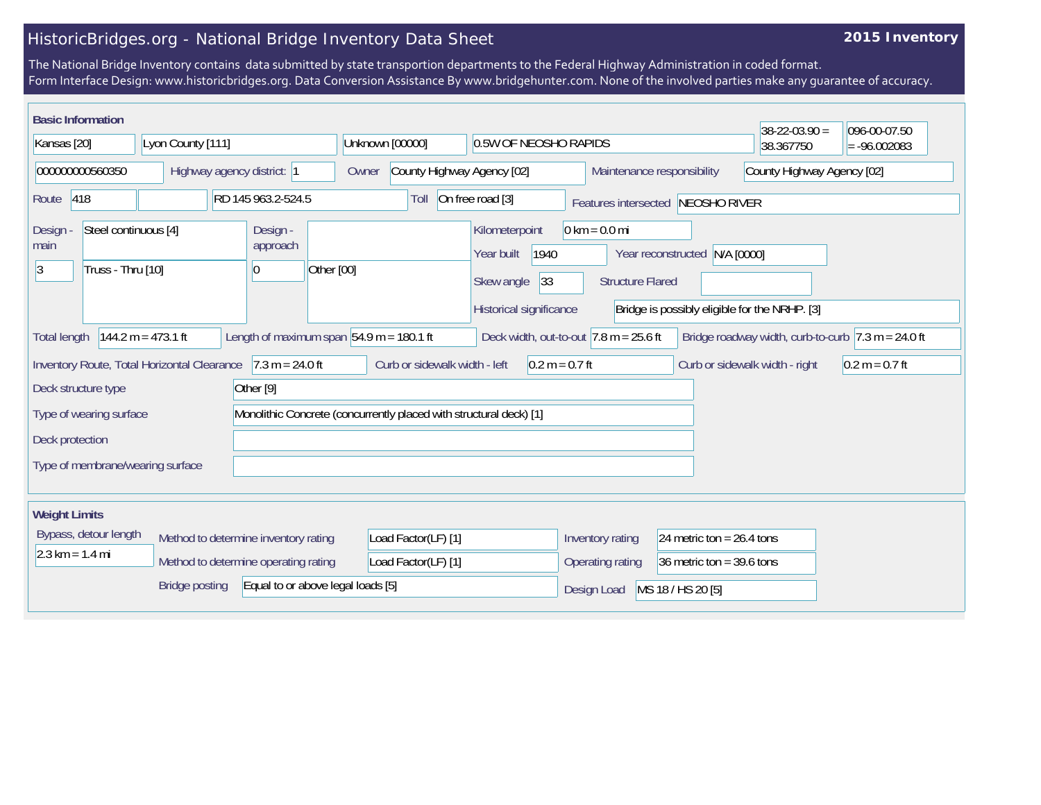# HistoricBridges.org - National Bridge Inventory Data Sheet

**2015 Inventory**

The National Bridge Inventory contains data submitted by state transportion departments to the Federal Highway Administration in coded format.
Form Interface Design: www.historicbridges.org. Data Conversion Assistance By www.bridgehunter.com. None of the involved parties make any guarantee of accuracy.

## Basic Information

| | |
|---|---|
| State | Kansas [20] |
| County | Lyon County [111] |
| Place | Unknown [00000] |
| Location | 0.5W OF NEOSHO RAPIDS |
| Latitude | 38-22-03.90 = 38.367750 |
| Longitude | 096-00-07.50 = -96.002083 |
| Structure Number | 000000000560350 |
| Highway agency district: | 1 |
| Owner | County Highway Agency [02] |
| Maintenance responsibility | County Highway Agency [02] |
| Route | 418 |
| Facility | RD 145 963.2-524.5 |
| Toll | On free road [3] |
| Features intersected | NEOSHO RIVER |
| Design - main | Steel continuous [4] |
| Number of main spans | 3 |
| Main span type | Truss - Thru [10] |
| Design - approach | |
| Number of approach spans | 0 |
| Approach span type | Other [00] |
| Kilometerpoint | 0 km = 0.0 mi |
| Year built | 1940 |
| Year reconstructed | N/A [0000] |
| Skew angle | 33 |
| Structure Flared | |
| Historical significance | Bridge is possibly eligible for the NRHP. [3] |
| Total length | 144.2 m = 473.1 ft |
| Length of maximum span | 54.9 m = 180.1 ft |
| Deck width, out-to-out | 7.8 m = 25.6 ft |
| Bridge roadway width, curb-to-curb | 7.3 m = 24.0 ft |
| Inventory Route, Total Horizontal Clearance | 7.3 m = 24.0 ft |
| Curb or sidewalk width - left | 0.2 m = 0.7 ft |
| Curb or sidewalk width - right | 0.2 m = 0.7 ft |
| Deck structure type | Other [9] |
| Type of wearing surface | Monolithic Concrete (concurrently placed with structural deck) [1] |
| Deck protection | |
| Type of membrane/wearing surface | |

## Weight Limits

| | |
|---|---|
| Bypass, detour length | 2.3 km = 1.4 mi |
| Method to determine inventory rating | Load Factor(LF) [1] |
| Method to determine operating rating | Load Factor(LF) [1] |
| Bridge posting | Equal to or above legal loads [5] |
| Inventory rating | 24 metric ton = 26.4 tons |
| Operating rating | 36 metric ton = 39.6 tons |
| Design Load | MS 18 / HS 20 [5] |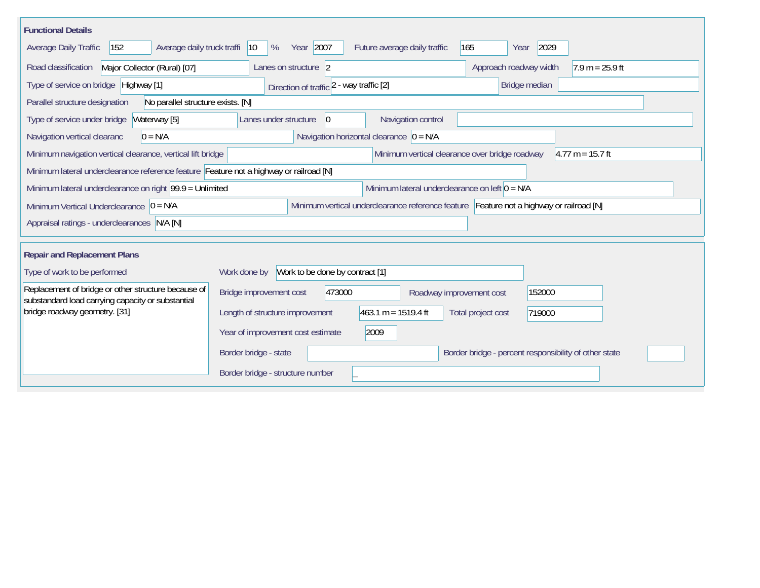## Functional Details

| Field | Value |
|---|---|
| Average Daily Traffic | 152 |
| Average daily truck traffi | 10 % |
| Year | 2007 |
| Future average daily traffic | 165 |
| Year | 2029 |
| Road classification | Major Collector (Rural) [07] |
| Lanes on structure | 2 |
| Approach roadway width | 7.9 m = 25.9 ft |
| Type of service on bridge | Highway [1] |
| Direction of traffic | 2 - way traffic [2] |
| Bridge median | |
| Parallel structure designation | No parallel structure exists. [N] |
| Type of service under bridge | Waterway [5] |
| Lanes under structure | 0 |
| Navigation control | |
| Navigation vertical clearanc | 0 = N/A |
| Navigation horizontal clearance | 0 = N/A |
| Minimum navigation vertical clearance, vertical lift bridge | |
| Minimum vertical clearance over bridge roadway | 4.77 m = 15.7 ft |
| Minimum lateral underclearance reference feature | Feature not a highway or railroad [N] |
| Minimum lateral underclearance on right | 99.9 = Unlimited |
| Minimum lateral underclearance on left | 0 = N/A |
| Minimum Vertical Underclearance | 0 = N/A |
| Minimum vertical underclearance reference feature | Feature not a highway or railroad [N] |
| Appraisal ratings - underclearances | N/A [N] |

## Repair and Replacement Plans

| Field | Value |
|---|---|
| Type of work to be performed | Replacement of bridge or other structure because of substandard load carrying capacity or substantial bridge roadway geometry. [31] |
| Work done by | Work to be done by contract [1] |
| Bridge improvement cost | 473000 |
| Roadway improvement cost | 152000 |
| Length of structure improvement | 463.1 m = 1519.4 ft |
| Total project cost | 719000 |
| Year of improvement cost estimate | 2009 |
| Border bridge - state | |
| Border bridge - percent responsibility of other state | |
| Border bridge - structure number | _ |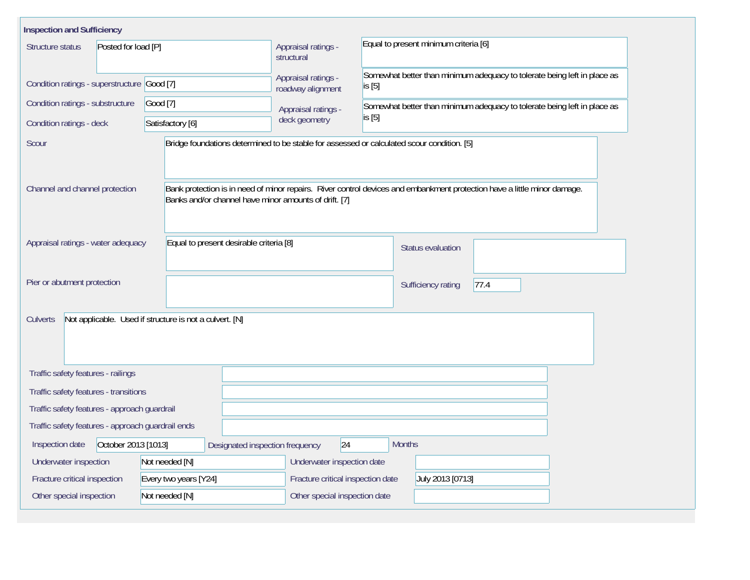## Inspection and Sufficiency

| | |
|---|---|
| Structure status | Posted for load [P] |
| Appraisal ratings - structural | Equal to present minimum criteria [6] |
| Condition ratings - superstructure | Good [7] |
| Appraisal ratings - roadway alignment | Somewhat better than minimum adequacy to tolerate being left in place as is [5] |
| Condition ratings - substructure | Good [7] |
| Appraisal ratings - deck geometry | Somewhat better than minimum adequacy to tolerate being left in place as is [5] |
| Condition ratings - deck | Satisfactory [6] |
| Scour | Bridge foundations determined to be stable for assessed or calculated scour condition. [5] |
| Channel and channel protection | Bank protection is in need of minor repairs. River control devices and embankment protection have a little minor damage. Banks and/or channel have minor amounts of drift. [7] |
| Appraisal ratings - water adequacy | Equal to present desirable criteria [8] |
| Status evaluation | |
| Pier or abutment protection | |
| Sufficiency rating | 77.4 |
| Culverts | Not applicable. Used if structure is not a culvert. [N] |
| Traffic safety features - railings | |
| Traffic safety features - transitions | |
| Traffic safety features - approach guardrail | |
| Traffic safety features - approach guardrail ends | |

| | | | |
|---|---|---|---|
| Inspection date | October 2013 [1013] | Designated inspection frequency | 24 Months |
| Underwater inspection | Not needed [N] | Underwater inspection date | |
| Fracture critical inspection | Every two years [Y24] | Fracture critical inspection date | July 2013 [0713] |
| Other special inspection | Not needed [N] | Other special inspection date | |